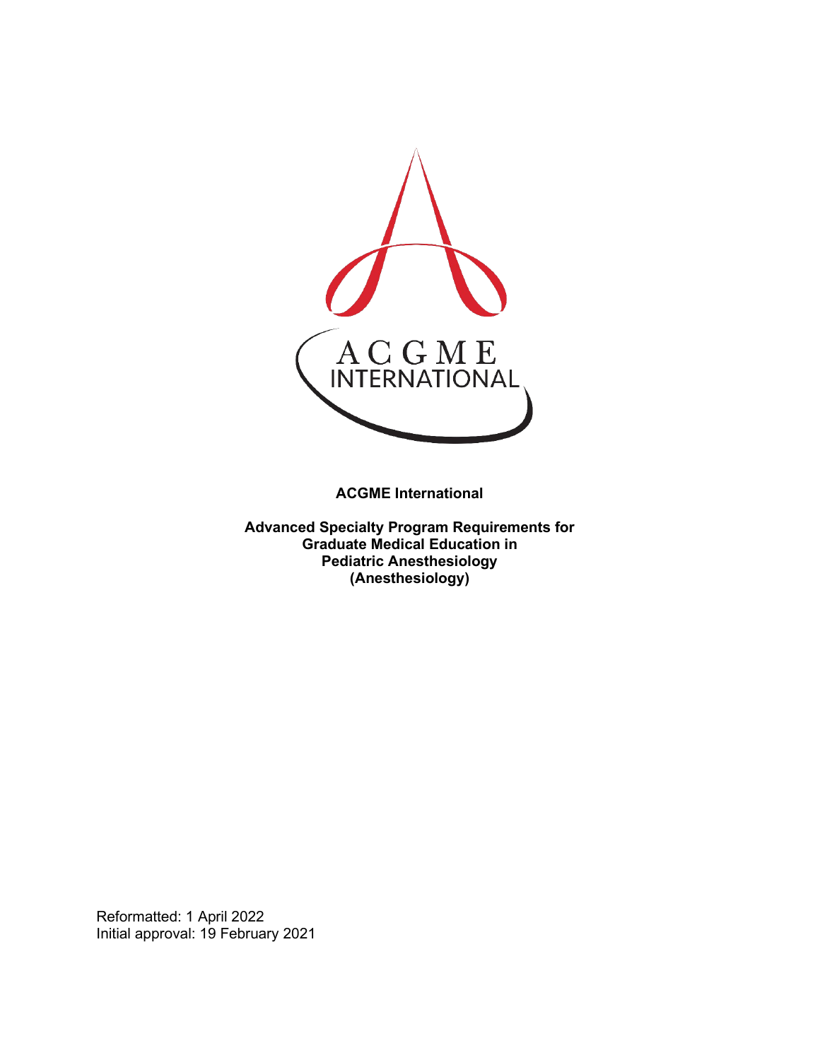ACGME INTERNATIONAL

**ACGME International**

**Advanced Specialty Program Requirements for Graduate Medical Education in Pediatric Anesthesiology (Anesthesiology)**

Reformatted: 1 April 2022
Initial approval: 19 February 2021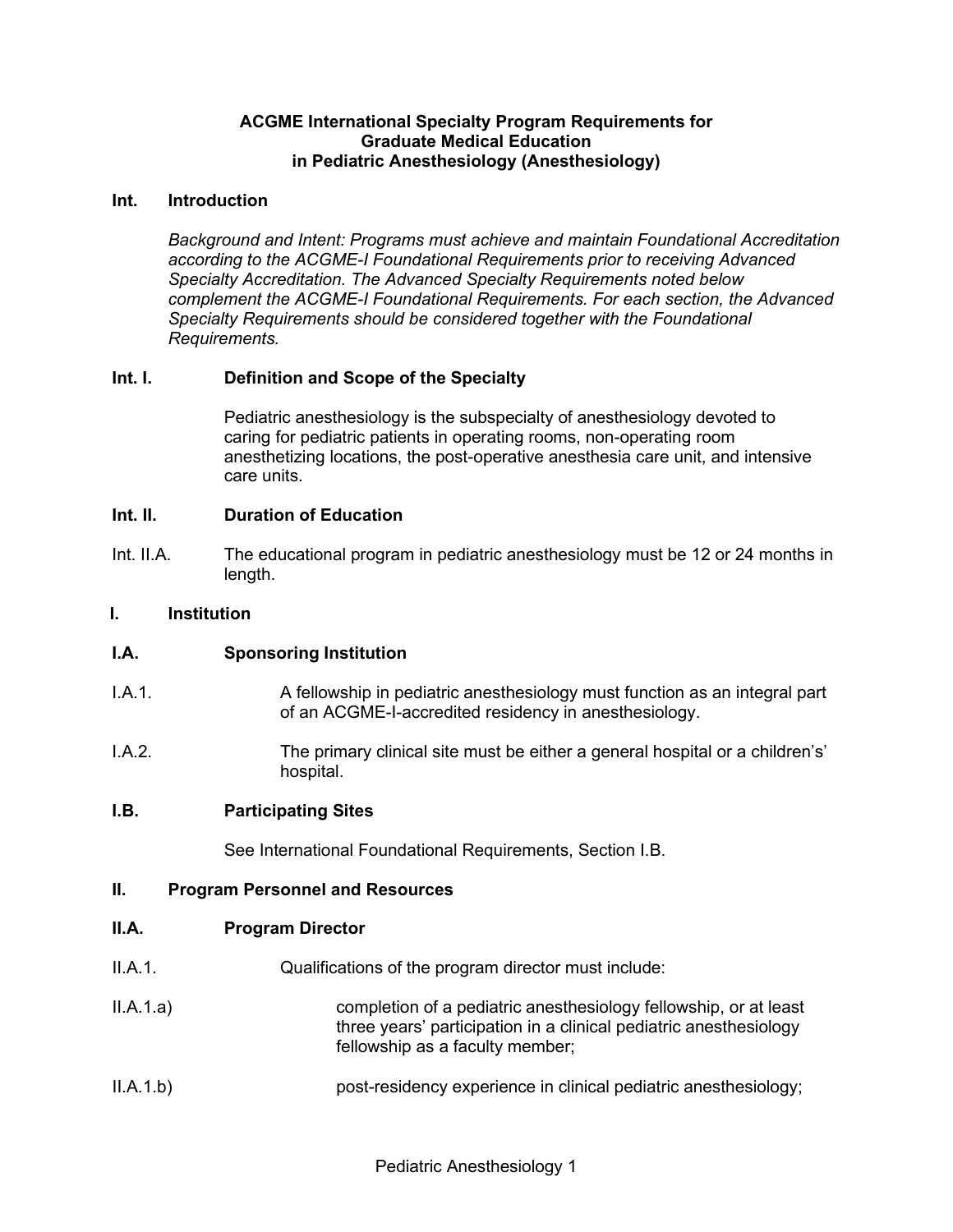# ACGME International Specialty Program Requirements for Graduate Medical Education in Pediatric Anesthesiology (Anesthesiology)

## Int. Introduction

*Background and Intent: Programs must achieve and maintain Foundational Accreditation according to the ACGME-I Foundational Requirements prior to receiving Advanced Specialty Accreditation. The Advanced Specialty Requirements noted below complement the ACGME-I Foundational Requirements. For each section, the Advanced Specialty Requirements should be considered together with the Foundational Requirements.*

### Int. I. Definition and Scope of the Specialty

Pediatric anesthesiology is the subspecialty of anesthesiology devoted to caring for pediatric patients in operating rooms, non-operating room anesthetizing locations, the post-operative anesthesia care unit, and intensive care units.

### Int. II. Duration of Education

Int. II.A. The educational program in pediatric anesthesiology must be 12 or 24 months in length.

## I. Institution

### I.A. Sponsoring Institution

I.A.1. A fellowship in pediatric anesthesiology must function as an integral part of an ACGME-I-accredited residency in anesthesiology.

I.A.2. The primary clinical site must be either a general hospital or a children's' hospital.

### I.B. Participating Sites

See International Foundational Requirements, Section I.B.

## II. Program Personnel and Resources

### II.A. Program Director

II.A.1. Qualifications of the program director must include:

II.A.1.a) completion of a pediatric anesthesiology fellowship, or at least three years' participation in a clinical pediatric anesthesiology fellowship as a faculty member;

II.A.1.b) post-residency experience in clinical pediatric anesthesiology;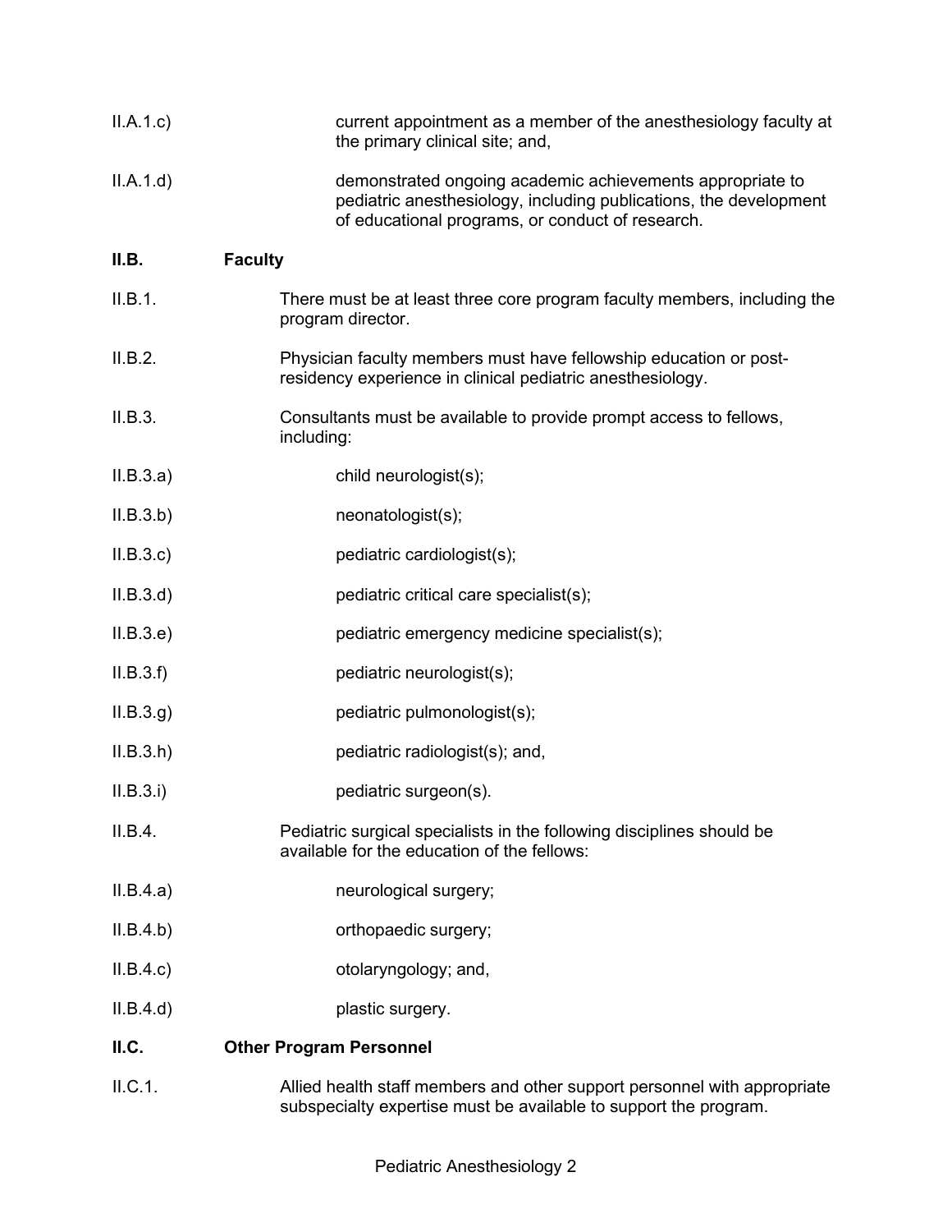II.A.1.c) current appointment as a member of the anesthesiology faculty at the primary clinical site; and,

II.A.1.d) demonstrated ongoing academic achievements appropriate to pediatric anesthesiology, including publications, the development of educational programs, or conduct of research.

**II.B. Faculty**

II.B.1. There must be at least three core program faculty members, including the program director.

II.B.2. Physician faculty members must have fellowship education or post-residency experience in clinical pediatric anesthesiology.

II.B.3. Consultants must be available to provide prompt access to fellows, including:

II.B.3.a) child neurologist(s);

II.B.3.b) neonatologist(s);

II.B.3.c) pediatric cardiologist(s);

II.B.3.d) pediatric critical care specialist(s);

II.B.3.e) pediatric emergency medicine specialist(s);

II.B.3.f) pediatric neurologist(s);

II.B.3.g) pediatric pulmonologist(s);

II.B.3.h) pediatric radiologist(s); and,

II.B.3.i) pediatric surgeon(s).

II.B.4. Pediatric surgical specialists in the following disciplines should be available for the education of the fellows:

II.B.4.a) neurological surgery;

II.B.4.b) orthopaedic surgery;

II.B.4.c) otolaryngology; and,

II.B.4.d) plastic surgery.

**II.C. Other Program Personnel**

II.C.1. Allied health staff members and other support personnel with appropriate subspecialty expertise must be available to support the program.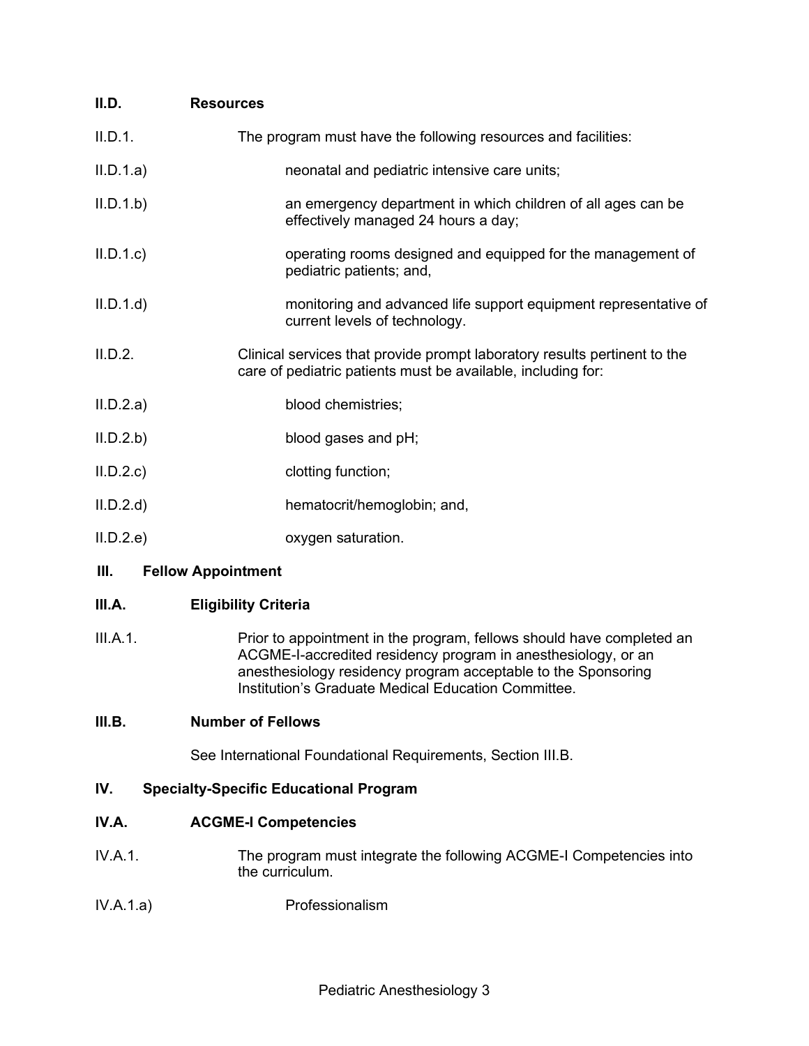**II.D. Resources**

II.D.1. The program must have the following resources and facilities:

II.D.1.a) neonatal and pediatric intensive care units;

II.D.1.b) an emergency department in which children of all ages can be effectively managed 24 hours a day;

II.D.1.c) operating rooms designed and equipped for the management of pediatric patients; and,

II.D.1.d) monitoring and advanced life support equipment representative of current levels of technology.

II.D.2. Clinical services that provide prompt laboratory results pertinent to the care of pediatric patients must be available, including for:

II.D.2.a) blood chemistries;

II.D.2.b) blood gases and pH;

II.D.2.c) clotting function;

II.D.2.d) hematocrit/hemoglobin; and,

II.D.2.e) oxygen saturation.

## III. Fellow Appointment

**III.A. Eligibility Criteria**

III.A.1. Prior to appointment in the program, fellows should have completed an ACGME-I-accredited residency program in anesthesiology, or an anesthesiology residency program acceptable to the Sponsoring Institution's Graduate Medical Education Committee.

**III.B. Number of Fellows**

See International Foundational Requirements, Section III.B.

## IV. Specialty-Specific Educational Program

**IV.A. ACGME-I Competencies**

IV.A.1. The program must integrate the following ACGME-I Competencies into the curriculum.

IV.A.1.a) Professionalism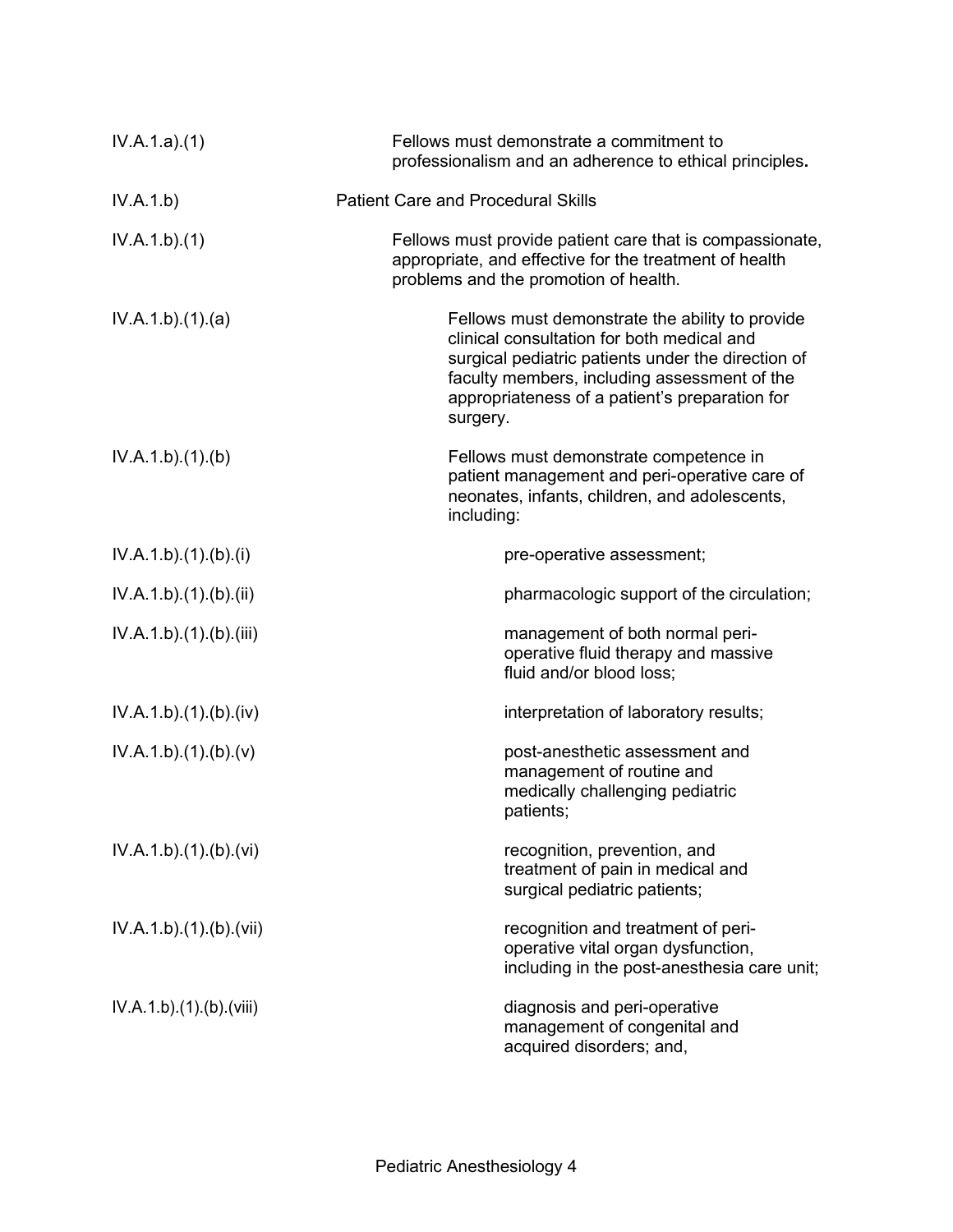IV.A.1.a).(1) Fellows must demonstrate a commitment to professionalism and an adherence to ethical principles**.**

IV.A.1.b) Patient Care and Procedural Skills

IV.A.1.b).(1) Fellows must provide patient care that is compassionate, appropriate, and effective for the treatment of health problems and the promotion of health.

IV.A.1.b).(1).(a) Fellows must demonstrate the ability to provide clinical consultation for both medical and surgical pediatric patients under the direction of faculty members, including assessment of the appropriateness of a patient's preparation for surgery.

IV.A.1.b).(1).(b) Fellows must demonstrate competence in patient management and peri-operative care of neonates, infants, children, and adolescents, including:

IV.A.1.b).(1).(b).(i) pre-operative assessment;

IV.A.1.b).(1).(b).(ii) pharmacologic support of the circulation;

IV.A.1.b).(1).(b).(iii) management of both normal peri-operative fluid therapy and massive fluid and/or blood loss;

IV.A.1.b).(1).(b).(iv) interpretation of laboratory results;

IV.A.1.b).(1).(b).(v) post-anesthetic assessment and management of routine and medically challenging pediatric patients;

IV.A.1.b).(1).(b).(vi) recognition, prevention, and treatment of pain in medical and surgical pediatric patients;

IV.A.1.b).(1).(b).(vii) recognition and treatment of peri-operative vital organ dysfunction, including in the post-anesthesia care unit;

IV.A.1.b).(1).(b).(viii) diagnosis and peri-operative management of congenital and acquired disorders; and,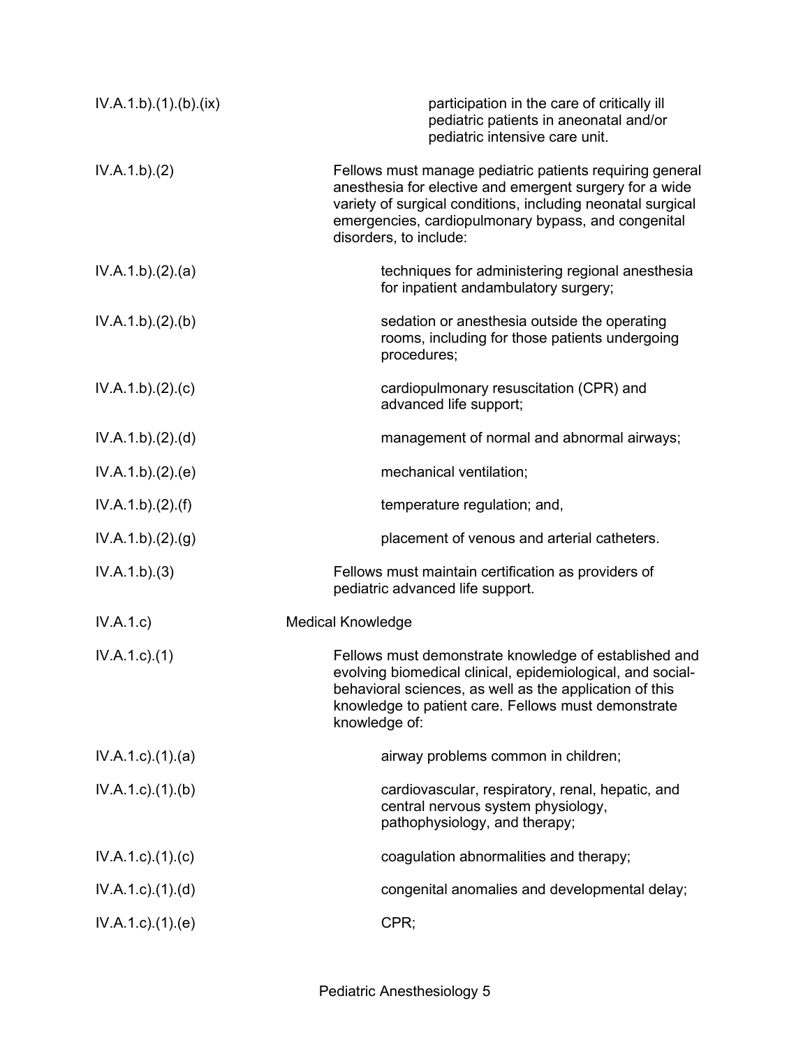| | |
|---|---|
| IV.A.1.b).(1).(b).(ix) | participation in the care of critically ill pediatric patients in aneonatal and/or pediatric intensive care unit. |
| IV.A.1.b).(2) | Fellows must manage pediatric patients requiring general anesthesia for elective and emergent surgery for a wide variety of surgical conditions, including neonatal surgical emergencies, cardiopulmonary bypass, and congenital disorders, to include: |
| IV.A.1.b).(2).(a) | techniques for administering regional anesthesia for inpatient andambulatory surgery; |
| IV.A.1.b).(2).(b) | sedation or anesthesia outside the operating rooms, including for those patients undergoing procedures; |
| IV.A.1.b).(2).(c) | cardiopulmonary resuscitation (CPR) and advanced life support; |
| IV.A.1.b).(2).(d) | management of normal and abnormal airways; |
| IV.A.1.b).(2).(e) | mechanical ventilation; |
| IV.A.1.b).(2).(f) | temperature regulation; and, |
| IV.A.1.b).(2).(g) | placement of venous and arterial catheters. |
| IV.A.1.b).(3) | Fellows must maintain certification as providers of pediatric advanced life support. |
| IV.A.1.c) | Medical Knowledge |
| IV.A.1.c).(1) | Fellows must demonstrate knowledge of established and evolving biomedical clinical, epidemiological, and social-behavioral sciences, as well as the application of this knowledge to patient care. Fellows must demonstrate knowledge of: |
| IV.A.1.c).(1).(a) | airway problems common in children; |
| IV.A.1.c).(1).(b) | cardiovascular, respiratory, renal, hepatic, and central nervous system physiology, pathophysiology, and therapy; |
| IV.A.1.c).(1).(c) | coagulation abnormalities and therapy; |
| IV.A.1.c).(1).(d) | congenital anomalies and developmental delay; |
| IV.A.1.c).(1).(e) | CPR; |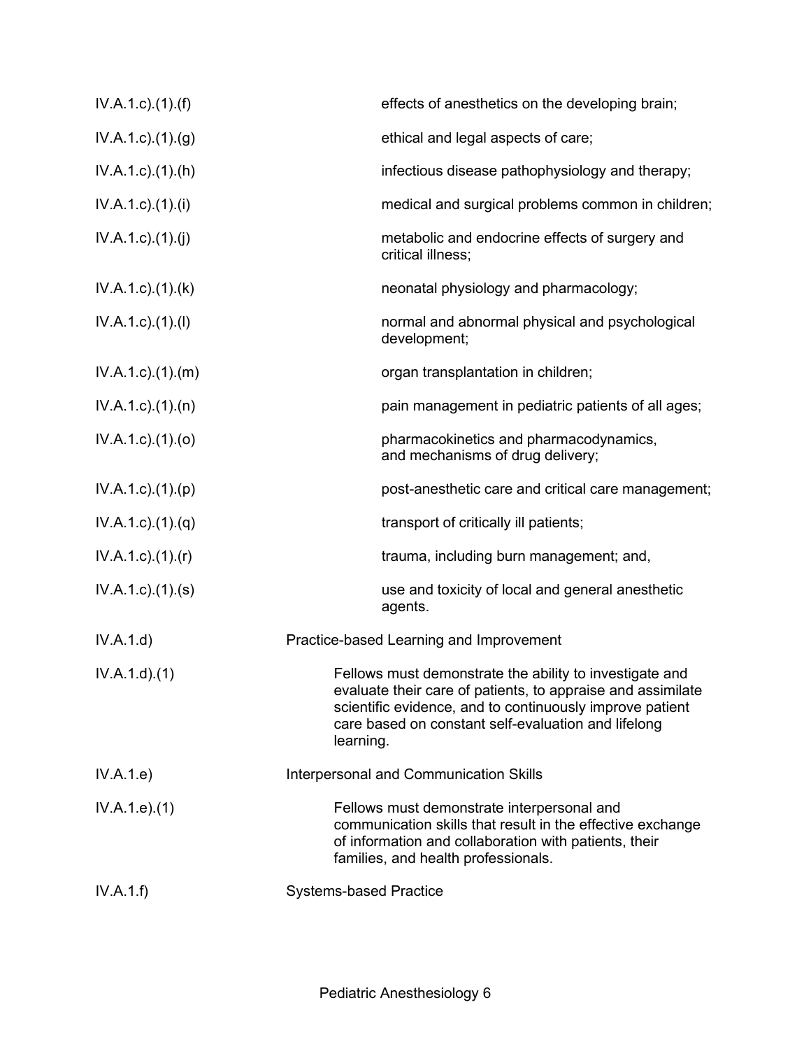IV.A.1.c).(1).(f) effects of anesthetics on the developing brain;

IV.A.1.c).(1).(g) ethical and legal aspects of care;

IV.A.1.c).(1).(h) infectious disease pathophysiology and therapy;

IV.A.1.c).(1).(i) medical and surgical problems common in children;

IV.A.1.c).(1).(j) metabolic and endocrine effects of surgery and critical illness;

IV.A.1.c).(1).(k) neonatal physiology and pharmacology;

IV.A.1.c).(1).(l) normal and abnormal physical and psychological development;

IV.A.1.c).(1).(m) organ transplantation in children;

IV.A.1.c).(1).(n) pain management in pediatric patients of all ages;

IV.A.1.c).(1).(o) pharmacokinetics and pharmacodynamics, and mechanisms of drug delivery;

IV.A.1.c).(1).(p) post-anesthetic care and critical care management;

IV.A.1.c).(1).(q) transport of critically ill patients;

IV.A.1.c).(1).(r) trauma, including burn management; and,

IV.A.1.c).(1).(s) use and toxicity of local and general anesthetic agents.

IV.A.1.d) Practice-based Learning and Improvement

IV.A.1.d).(1) Fellows must demonstrate the ability to investigate and evaluate their care of patients, to appraise and assimilate scientific evidence, and to continuously improve patient care based on constant self-evaluation and lifelong learning.

IV.A.1.e) Interpersonal and Communication Skills

IV.A.1.e).(1) Fellows must demonstrate interpersonal and communication skills that result in the effective exchange of information and collaboration with patients, their families, and health professionals.

IV.A.1.f) Systems-based Practice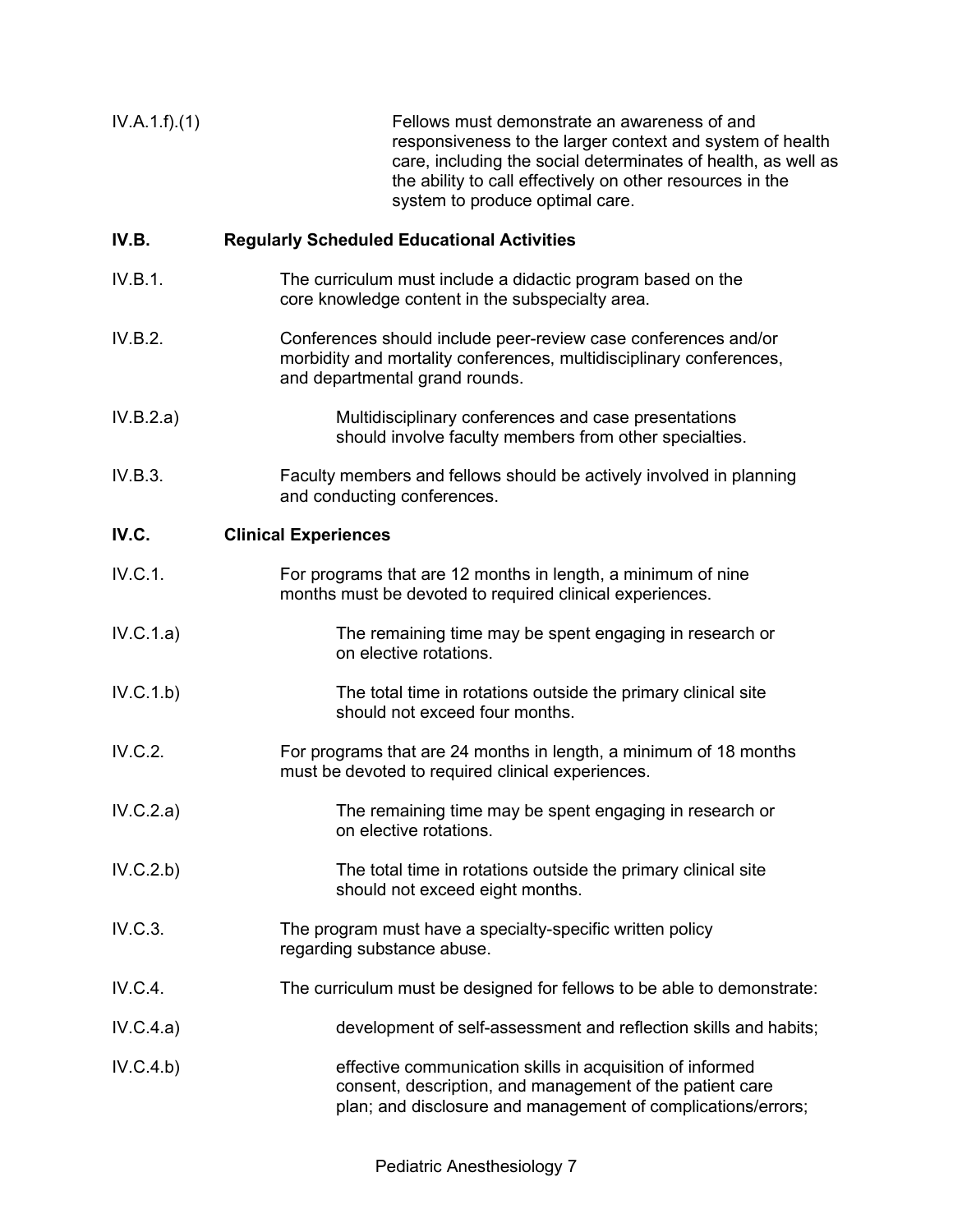IV.A.1.f).(1) Fellows must demonstrate an awareness of and responsiveness to the larger context and system of health care, including the social determinates of health, as well as the ability to call effectively on other resources in the system to produce optimal care.

**IV.B. Regularly Scheduled Educational Activities**

IV.B.1. The curriculum must include a didactic program based on the core knowledge content in the subspecialty area.

IV.B.2. Conferences should include peer-review case conferences and/or morbidity and mortality conferences, multidisciplinary conferences, and departmental grand rounds.

IV.B.2.a) Multidisciplinary conferences and case presentations should involve faculty members from other specialties.

IV.B.3. Faculty members and fellows should be actively involved in planning and conducting conferences.

**IV.C. Clinical Experiences**

IV.C.1. For programs that are 12 months in length, a minimum of nine months must be devoted to required clinical experiences.

IV.C.1.a) The remaining time may be spent engaging in research or on elective rotations.

IV.C.1.b) The total time in rotations outside the primary clinical site should not exceed four months.

IV.C.2. For programs that are 24 months in length, a minimum of 18 months must be devoted to required clinical experiences.

IV.C.2.a) The remaining time may be spent engaging in research or on elective rotations.

IV.C.2.b) The total time in rotations outside the primary clinical site should not exceed eight months.

IV.C.3. The program must have a specialty-specific written policy regarding substance abuse.

IV.C.4. The curriculum must be designed for fellows to be able to demonstrate:

IV.C.4.a) development of self-assessment and reflection skills and habits;

IV.C.4.b) effective communication skills in acquisition of informed consent, description, and management of the patient care plan; and disclosure and management of complications/errors;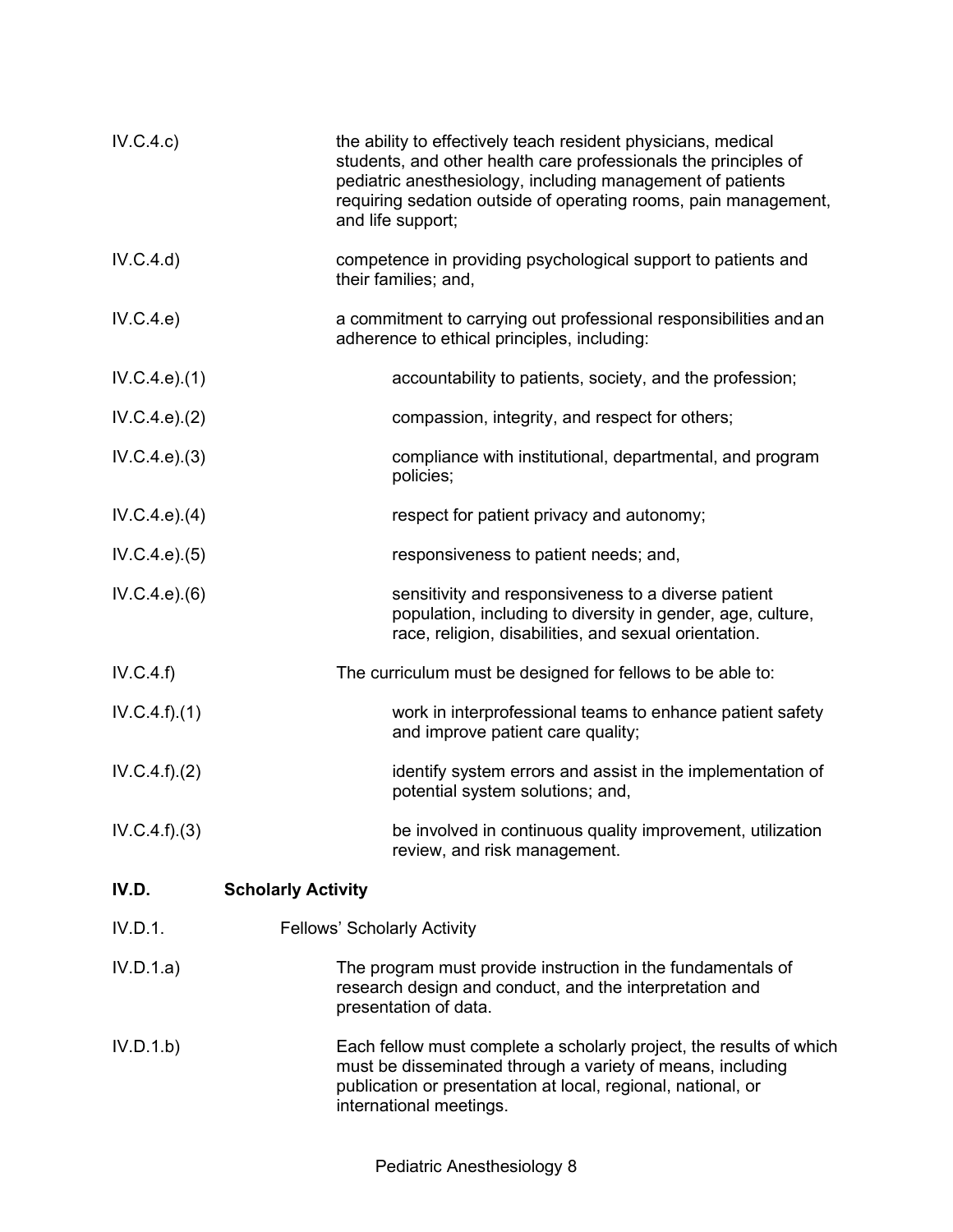| | |
|---|---|
| IV.C.4.c) | the ability to effectively teach resident physicians, medical students, and other health care professionals the principles of pediatric anesthesiology, including management of patients requiring sedation outside of operating rooms, pain management, and life support; |
| IV.C.4.d) | competence in providing psychological support to patients and their families; and, |
| IV.C.4.e) | a commitment to carrying out professional responsibilities and an adherence to ethical principles, including: |
| IV.C.4.e).(1) | accountability to patients, society, and the profession; |
| IV.C.4.e).(2) | compassion, integrity, and respect for others; |
| IV.C.4.e).(3) | compliance with institutional, departmental, and program policies; |
| IV.C.4.e).(4) | respect for patient privacy and autonomy; |
| IV.C.4.e).(5) | responsiveness to patient needs; and, |
| IV.C.4.e).(6) | sensitivity and responsiveness to a diverse patient population, including to diversity in gender, age, culture, race, religion, disabilities, and sexual orientation. |
| IV.C.4.f) | The curriculum must be designed for fellows to be able to: |
| IV.C.4.f).(1) | work in interprofessional teams to enhance patient safety and improve patient care quality; |
| IV.C.4.f).(2) | identify system errors and assist in the implementation of potential system solutions; and, |
| IV.C.4.f).(3) | be involved in continuous quality improvement, utilization review, and risk management. |

**IV.D. Scholarly Activity**

| | |
|---|---|
| IV.D.1. | Fellows' Scholarly Activity |
| IV.D.1.a) | The program must provide instruction in the fundamentals of research design and conduct, and the interpretation and presentation of data. |
| IV.D.1.b) | Each fellow must complete a scholarly project, the results of which must be disseminated through a variety of means, including publication or presentation at local, regional, national, or international meetings. |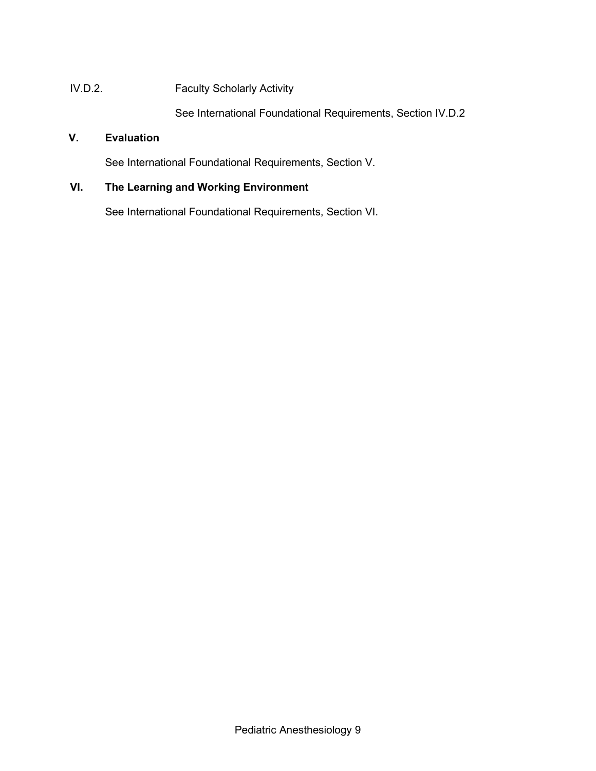IV.D.2. Faculty Scholarly Activity

See International Foundational Requirements, Section IV.D.2

## V. Evaluation

See International Foundational Requirements, Section V.

## VI. The Learning and Working Environment

See International Foundational Requirements, Section VI.